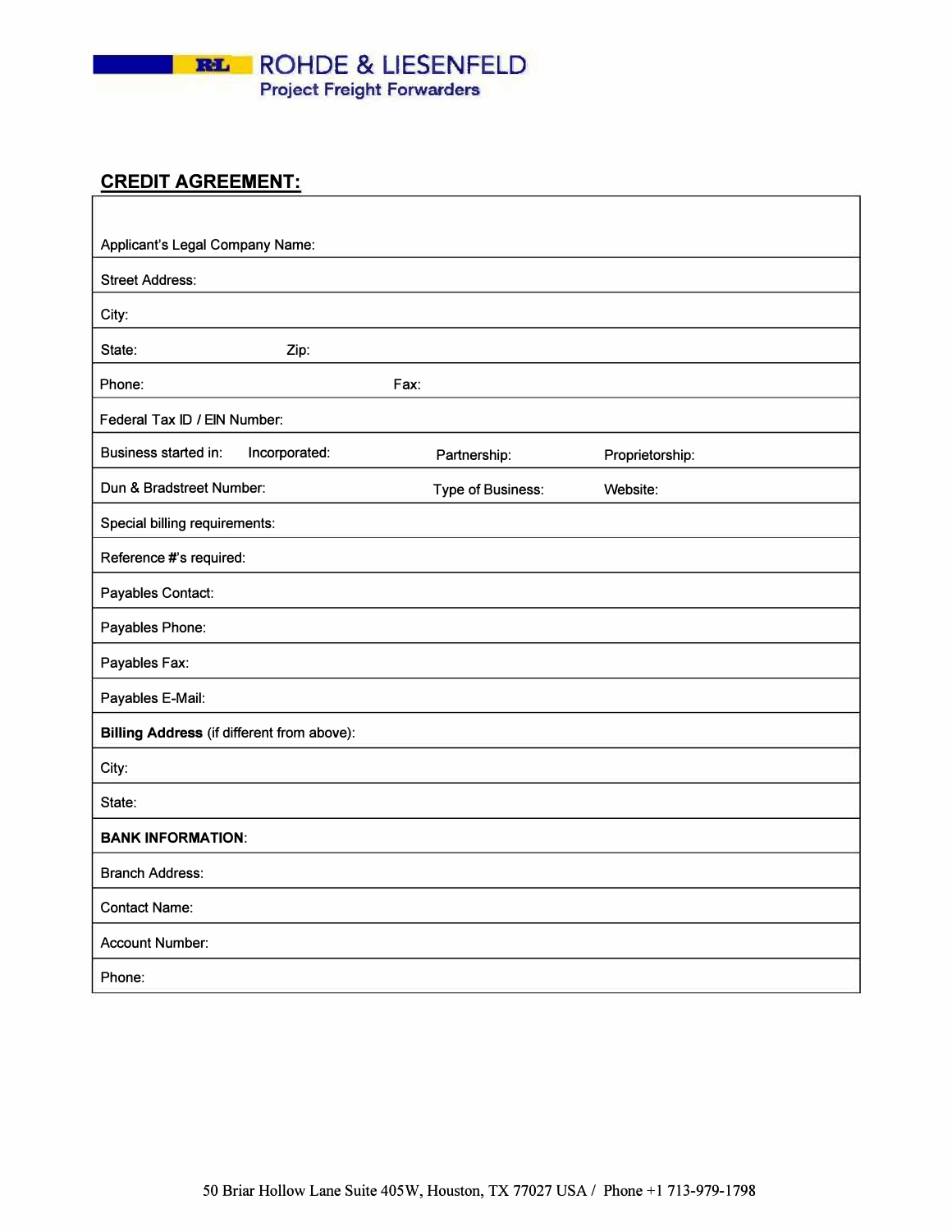ROHDE & LIESENFELD
Project Freight Forwarders

## CREDIT AGREEMENT:

| | | | |
|---|---|---|---|
| Applicant's Legal Company Name: | | | |
| Street Address: | | | |
| City: | | | |
| State: | Zip: | | |
| Phone: | | Fax: | |
| Federal Tax ID / EIN Number: | | | |
| Business started in: | Incorporated: | Partnership: | Proprietorship: |
| Dun & Bradstreet Number: | | Type of Business: | Website: |
| Special billing requirements: | | | |
| Reference #'s required: | | | |
| Payables Contact: | | | |
| Payables Phone: | | | |
| Payables Fax: | | | |
| Payables E-Mail: | | | |
| **Billing Address** (if different from above): | | | |
| City: | | | |
| State: | | | |
| **BANK INFORMATION**: | | | |
| Branch Address: | | | |
| Contact Name: | | | |
| Account Number: | | | |
| Phone: | | | |

50 Briar Hollow Lane Suite 405W, Houston, TX 77027 USA / Phone +1 713-979-1798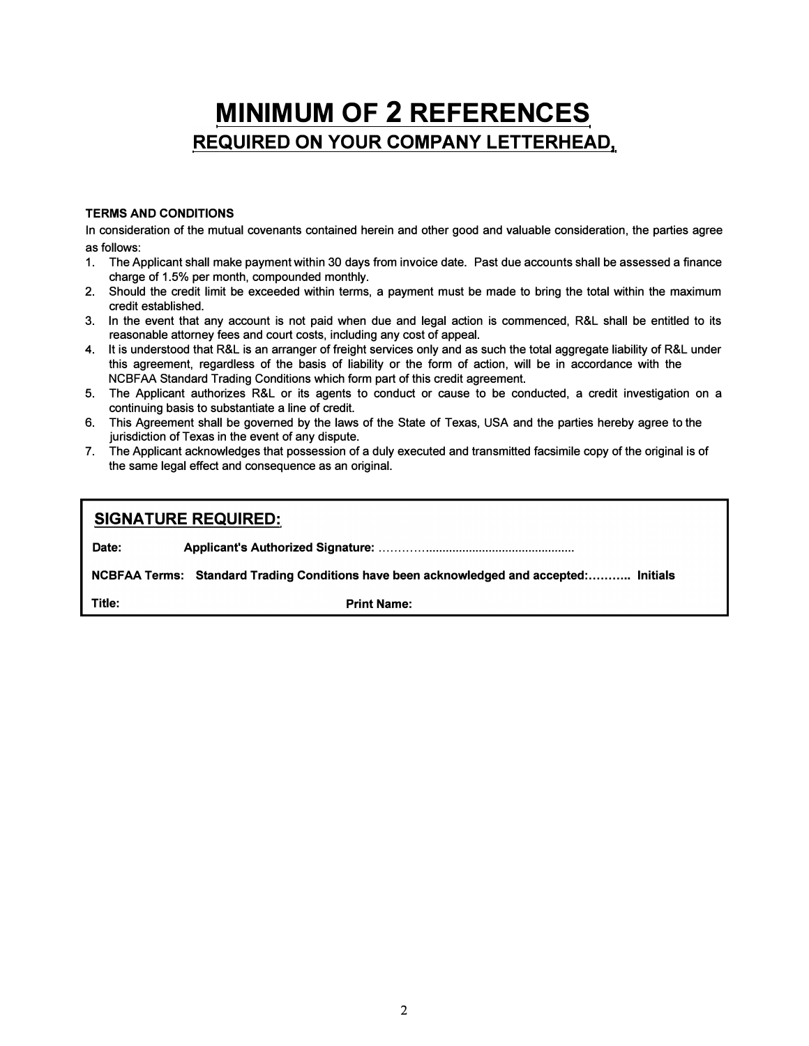# MINIMUM OF 2 REFERENCES

## REQUIRED ON YOUR COMPANY LETTERHEAD,

**TERMS AND CONDITIONS**

In consideration of the mutual covenants contained herein and other good and valuable consideration, the parties agree as follows:

1. The Applicant shall make payment within 30 days from invoice date. Past due accounts shall be assessed a finance charge of 1.5% per month, compounded monthly.
2. Should the credit limit be exceeded within terms, a payment must be made to bring the total within the maximum credit established.
3. In the event that any account is not paid when due and legal action is commenced, R&L shall be entitled to its reasonable attorney fees and court costs, including any cost of appeal.
4. It is understood that R&L is an arranger of freight services only and as such the total aggregate liability of R&L under this agreement, regardless of the basis of liability or the form of action, will be in accordance with the NCBFAA Standard Trading Conditions which form part of this credit agreement.
5. The Applicant authorizes R&L or its agents to conduct or cause to be conducted, a credit investigation on a continuing basis to substantiate a line of credit.
6. This Agreement shall be governed by the laws of the State of Texas, USA and the parties hereby agree to the jurisdiction of Texas in the event of any dispute.
7. The Applicant acknowledges that possession of a duly executed and transmitted facsimile copy of the original is of the same legal effect and consequence as an original.

**SIGNATURE REQUIRED:**

**Date:** **Applicant's Authorized Signature:** ………….........................................

**NCBFAA Terms:** **Standard Trading Conditions have been acknowledged and accepted:……….. Initials**

**Title:** **Print Name:**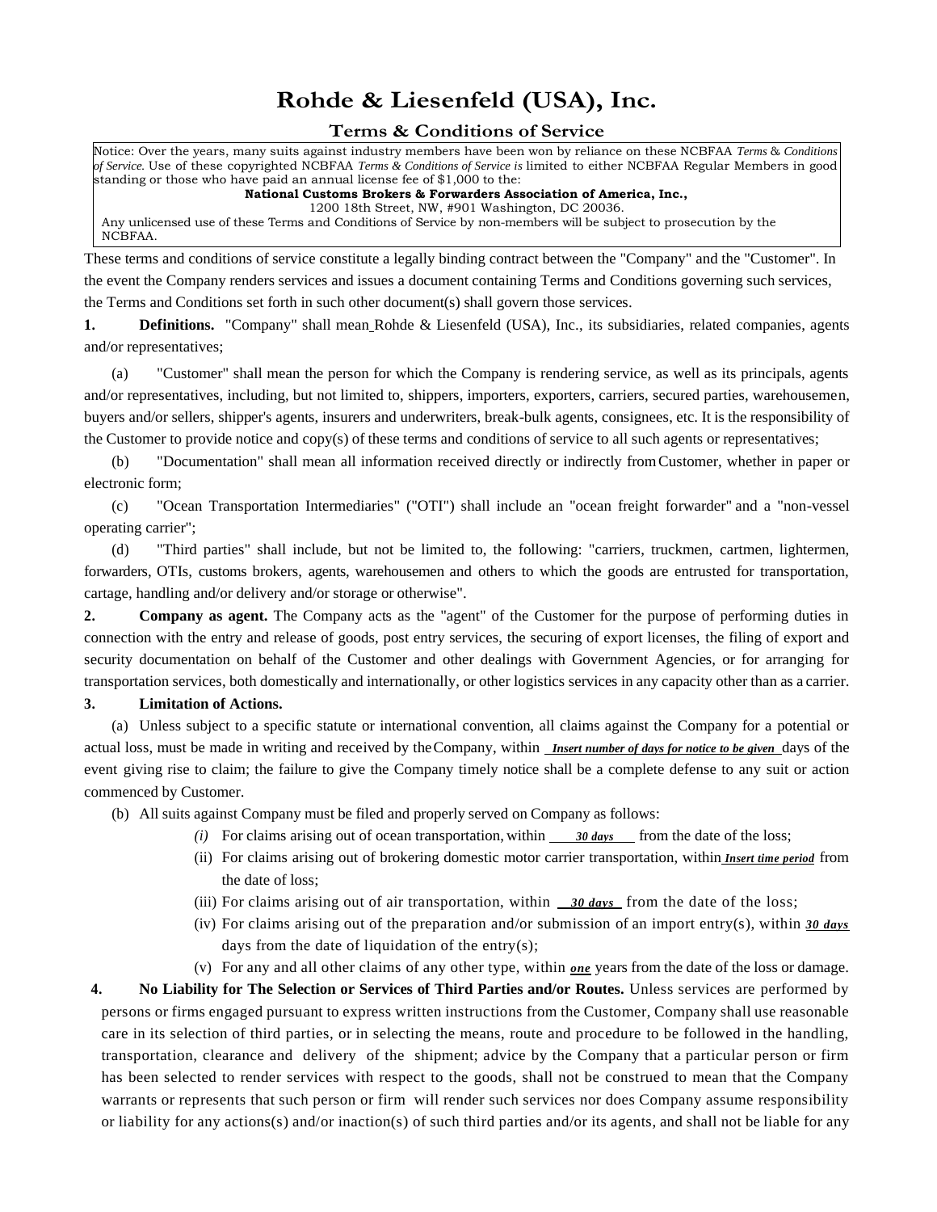# Rohde & Liesenfeld (USA), Inc.

## Terms & Conditions of Service

> Notice: Over the years, many suits against industry members have been won by reliance on these NCBFAA *Terms & Conditions of Service.* Use of these copyrighted NCBFAA *Terms & Conditions of Service is* limited to either NCBFAA Regular Members in good standing or those who have paid an annual license fee of $1,000 to the:
>
> **National Customs Brokers & Forwarders Association of America, Inc.,**
>
> 1200 18th Street, NW, #901 Washington, DC 20036.
>
> Any unlicensed use of these Terms and Conditions of Service by non-members will be subject to prosecution by the NCBFAA.

These terms and conditions of service constitute a legally binding contract between the "Company" and the "Customer". In the event the Company renders services and issues a document containing Terms and Conditions governing such services, the Terms and Conditions set forth in such other document(s) shall govern those services.

**1. Definitions.** "Company" shall mean Rohde & Liesenfeld (USA), Inc., its subsidiaries, related companies, agents and/or representatives;

(a) "Customer" shall mean the person for which the Company is rendering service, as well as its principals, agents and/or representatives, including, but not limited to, shippers, importers, exporters, carriers, secured parties, warehousemen, buyers and/or sellers, shipper's agents, insurers and underwriters, break-bulk agents, consignees, etc. It is the responsibility of the Customer to provide notice and copy(s) of these terms and conditions of service to all such agents or representatives;

(b) "Documentation" shall mean all information received directly or indirectly from Customer, whether in paper or electronic form;

(c) "Ocean Transportation Intermediaries" ("OTI") shall include an "ocean freight forwarder" and a "non-vessel operating carrier";

(d) "Third parties" shall include, but not be limited to, the following: "carriers, truckmen, cartmen, lightermen, forwarders, OTIs, customs brokers, agents, warehousemen and others to which the goods are entrusted for transportation, cartage, handling and/or delivery and/or storage or otherwise".

**2. Company as agent.** The Company acts as the "agent" of the Customer for the purpose of performing duties in connection with the entry and release of goods, post entry services, the securing of export licenses, the filing of export and security documentation on behalf of the Customer and other dealings with Government Agencies, or for arranging for transportation services, both domestically and internationally, or other logistics services in any capacity other than as a carrier.

**3. Limitation of Actions.**

(a) Unless subject to a specific statute or international convention, all claims against the Company for a potential or actual loss, must be made in writing and received by the Company, within ***Insert number of days for notice to be given*** days of the event giving rise to claim; the failure to give the Company timely notice shall be a complete defense to any suit or action commenced by Customer.

(b) All suits against Company must be filed and properly served on Company as follows:

- *(i)* For claims arising out of ocean transportation, within ***30 days*** from the date of the loss;
- (ii) For claims arising out of brokering domestic motor carrier transportation, within ***Insert time period*** from the date of loss;
- (iii) For claims arising out of air transportation, within ***30 days*** from the date of the loss;
- (iv) For claims arising out of the preparation and/or submission of an import entry(s), within ***30 days*** days from the date of liquidation of the entry(s);
- (v) For any and all other claims of any other type, within ***one*** years from the date of the loss or damage.

**4. No Liability for The Selection or Services of Third Parties and/or Routes.** Unless services are performed by persons or firms engaged pursuant to express written instructions from the Customer, Company shall use reasonable care in its selection of third parties, or in selecting the means, route and procedure to be followed in the handling, transportation, clearance and delivery of the shipment; advice by the Company that a particular person or firm has been selected to render services with respect to the goods, shall not be construed to mean that the Company warrants or represents that such person or firm will render such services nor does Company assume responsibility or liability for any actions(s) and/or inaction(s) of such third parties and/or its agents, and shall not be liable for any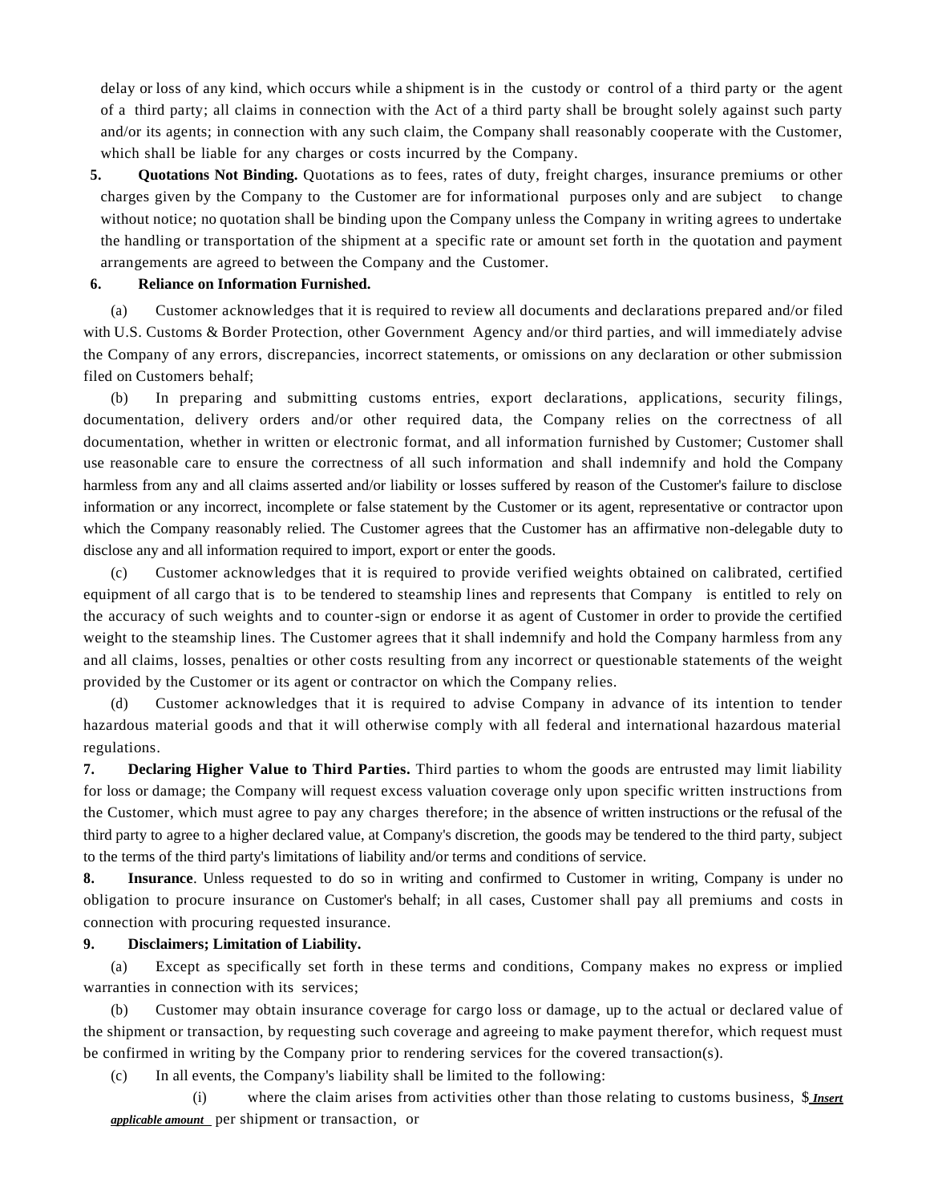delay or loss of any kind, which occurs while a shipment is in the custody or control of a third party or the agent of a third party; all claims in connection with the Act of a third party shall be brought solely against such party and/or its agents; in connection with any such claim, the Company shall reasonably cooperate with the Customer, which shall be liable for any charges or costs incurred by the Company.

**5. Quotations Not Binding.** Quotations as to fees, rates of duty, freight charges, insurance premiums or other charges given by the Company to the Customer are for informational purposes only and are subject to change without notice; no quotation shall be binding upon the Company unless the Company in writing agrees to undertake the handling or transportation of the shipment at a specific rate or amount set forth in the quotation and payment arrangements are agreed to between the Company and the Customer.

**6. Reliance on Information Furnished.**

(a) Customer acknowledges that it is required to review all documents and declarations prepared and/or filed with U.S. Customs & Border Protection, other Government Agency and/or third parties, and will immediately advise the Company of any errors, discrepancies, incorrect statements, or omissions on any declaration or other submission filed on Customers behalf;

(b) In preparing and submitting customs entries, export declarations, applications, security filings, documentation, delivery orders and/or other required data, the Company relies on the correctness of all documentation, whether in written or electronic format, and all information furnished by Customer; Customer shall use reasonable care to ensure the correctness of all such information and shall indemnify and hold the Company harmless from any and all claims asserted and/or liability or losses suffered by reason of the Customer's failure to disclose information or any incorrect, incomplete or false statement by the Customer or its agent, representative or contractor upon which the Company reasonably relied. The Customer agrees that the Customer has an affirmative non-delegable duty to disclose any and all information required to import, export or enter the goods.

(c) Customer acknowledges that it is required to provide verified weights obtained on calibrated, certified equipment of all cargo that is to be tendered to steamship lines and represents that Company is entitled to rely on the accuracy of such weights and to counter-sign or endorse it as agent of Customer in order to provide the certified weight to the steamship lines. The Customer agrees that it shall indemnify and hold the Company harmless from any and all claims, losses, penalties or other costs resulting from any incorrect or questionable statements of the weight provided by the Customer or its agent or contractor on which the Company relies.

(d) Customer acknowledges that it is required to advise Company in advance of its intention to tender hazardous material goods and that it will otherwise comply with all federal and international hazardous material regulations.

**7. Declaring Higher Value to Third Parties.** Third parties to whom the goods are entrusted may limit liability for loss or damage; the Company will request excess valuation coverage only upon specific written instructions from the Customer, which must agree to pay any charges therefore; in the absence of written instructions or the refusal of the third party to agree to a higher declared value, at Company's discretion, the goods may be tendered to the third party, subject to the terms of the third party's limitations of liability and/or terms and conditions of service.

**8. Insurance**. Unless requested to do so in writing and confirmed to Customer in writing, Company is under no obligation to procure insurance on Customer's behalf; in all cases, Customer shall pay all premiums and costs in connection with procuring requested insurance.

**9. Disclaimers; Limitation of Liability.**

(a) Except as specifically set forth in these terms and conditions, Company makes no express or implied warranties in connection with its services;

(b) Customer may obtain insurance coverage for cargo loss or damage, up to the actual or declared value of the shipment or transaction, by requesting such coverage and agreeing to make payment therefor, which request must be confirmed in writing by the Company prior to rendering services for the covered transaction(s).

(c) In all events, the Company's liability shall be limited to the following:

(i) where the claim arises from activities other than those relating to customs business, $***Insert applicable amount*** per shipment or transaction, or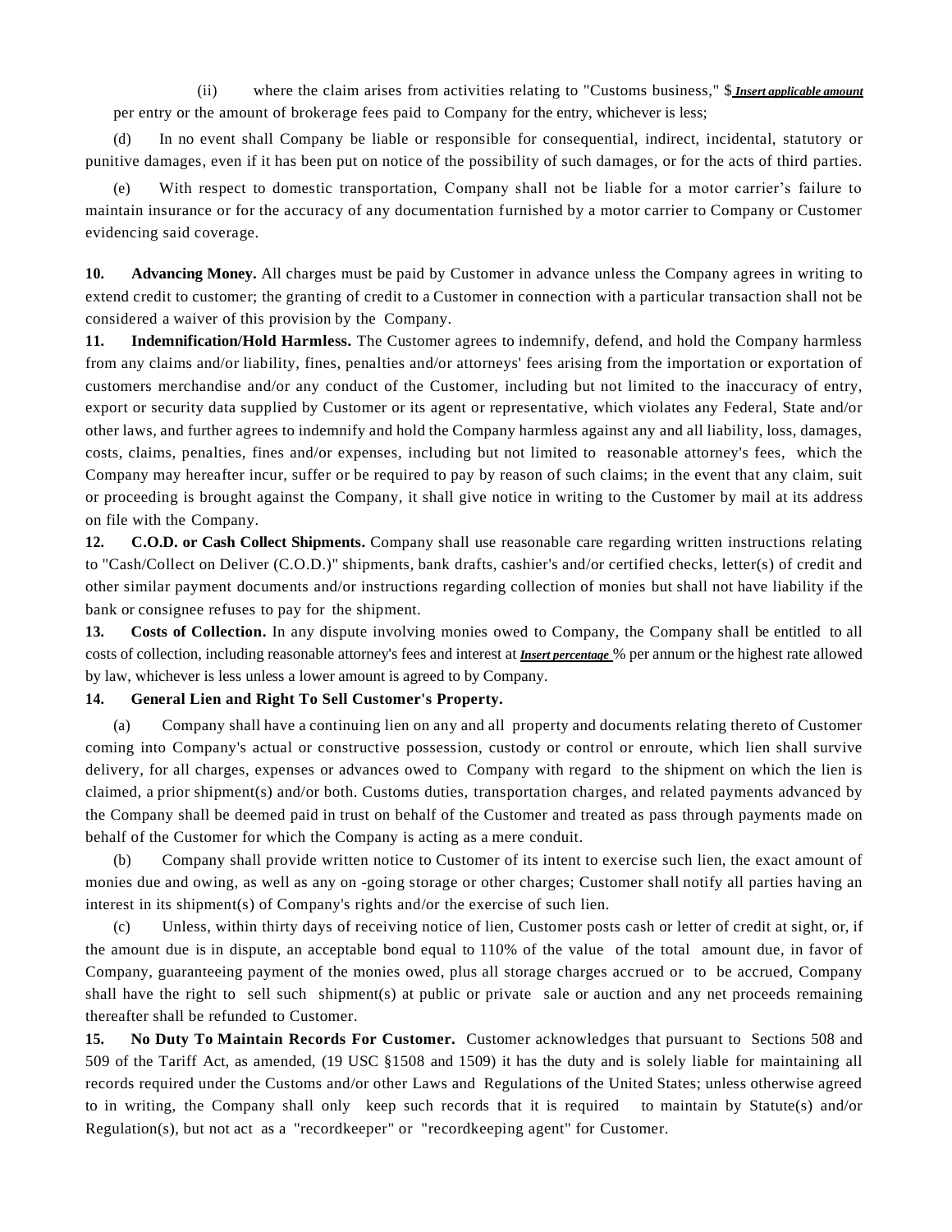(ii) where the claim arises from activities relating to "Customs business," $ ***Insert applicable amount*** per entry or the amount of brokerage fees paid to Company for the entry, whichever is less;

(d) In no event shall Company be liable or responsible for consequential, indirect, incidental, statutory or punitive damages, even if it has been put on notice of the possibility of such damages, or for the acts of third parties.

(e) With respect to domestic transportation, Company shall not be liable for a motor carrier's failure to maintain insurance or for the accuracy of any documentation furnished by a motor carrier to Company or Customer evidencing said coverage.

**10. Advancing Money.** All charges must be paid by Customer in advance unless the Company agrees in writing to extend credit to customer; the granting of credit to a Customer in connection with a particular transaction shall not be considered a waiver of this provision by the Company.

**11. Indemnification/Hold Harmless.** The Customer agrees to indemnify, defend, and hold the Company harmless from any claims and/or liability, fines, penalties and/or attorneys' fees arising from the importation or exportation of customers merchandise and/or any conduct of the Customer, including but not limited to the inaccuracy of entry, export or security data supplied by Customer or its agent or representative, which violates any Federal, State and/or other laws, and further agrees to indemnify and hold the Company harmless against any and all liability, loss, damages, costs, claims, penalties, fines and/or expenses, including but not limited to reasonable attorney's fees, which the Company may hereafter incur, suffer or be required to pay by reason of such claims; in the event that any claim, suit or proceeding is brought against the Company, it shall give notice in writing to the Customer by mail at its address on file with the Company.

**12. C.O.D. or Cash Collect Shipments.** Company shall use reasonable care regarding written instructions relating to "Cash/Collect on Deliver (C.O.D.)" shipments, bank drafts, cashier's and/or certified checks, letter(s) of credit and other similar payment documents and/or instructions regarding collection of monies but shall not have liability if the bank or consignee refuses to pay for the shipment.

**13. Costs of Collection.** In any dispute involving monies owed to Company, the Company shall be entitled to all costs of collection, including reasonable attorney's fees and interest at ***Insert percentage*** % per annum or the highest rate allowed by law, whichever is less unless a lower amount is agreed to by Company.

**14. General Lien and Right To Sell Customer's Property.**

(a) Company shall have a continuing lien on any and all property and documents relating thereto of Customer coming into Company's actual or constructive possession, custody or control or enroute, which lien shall survive delivery, for all charges, expenses or advances owed to Company with regard to the shipment on which the lien is claimed, a prior shipment(s) and/or both. Customs duties, transportation charges, and related payments advanced by the Company shall be deemed paid in trust on behalf of the Customer and treated as pass through payments made on behalf of the Customer for which the Company is acting as a mere conduit.

(b) Company shall provide written notice to Customer of its intent to exercise such lien, the exact amount of monies due and owing, as well as any on -going storage or other charges; Customer shall notify all parties having an interest in its shipment(s) of Company's rights and/or the exercise of such lien.

(c) Unless, within thirty days of receiving notice of lien, Customer posts cash or letter of credit at sight, or, if the amount due is in dispute, an acceptable bond equal to 110% of the value of the total amount due, in favor of Company, guaranteeing payment of the monies owed, plus all storage charges accrued or to be accrued, Company shall have the right to sell such shipment(s) at public or private sale or auction and any net proceeds remaining thereafter shall be refunded to Customer.

**15. No Duty To Maintain Records For Customer.** Customer acknowledges that pursuant to Sections 508 and 509 of the Tariff Act, as amended, (19 USC §1508 and 1509) it has the duty and is solely liable for maintaining all records required under the Customs and/or other Laws and Regulations of the United States; unless otherwise agreed to in writing, the Company shall only keep such records that it is required to maintain by Statute(s) and/or Regulation(s), but not act as a "recordkeeper" or "recordkeeping agent" for Customer.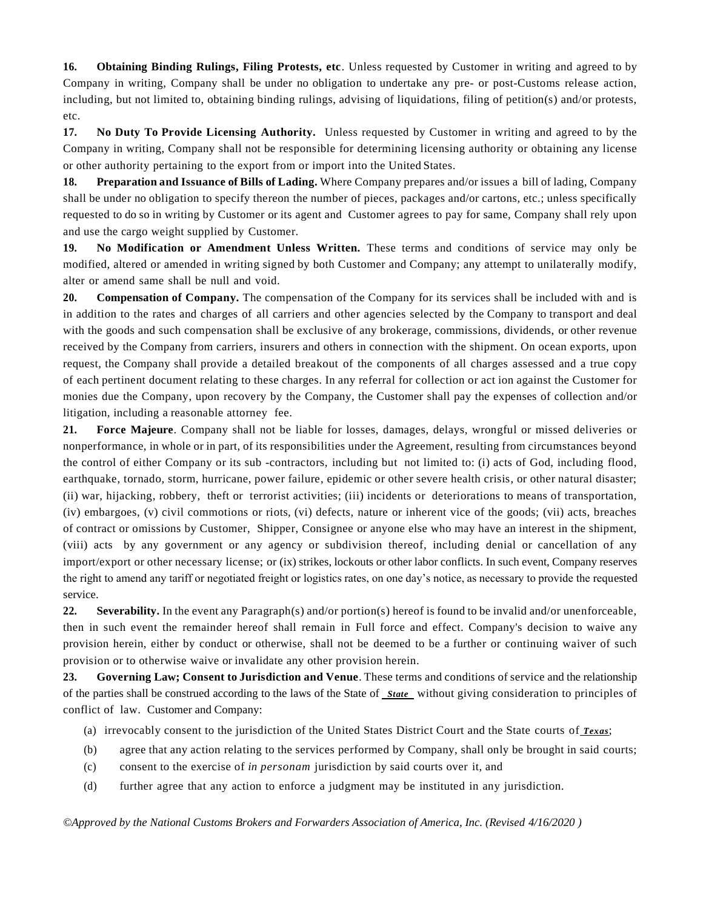**16. Obtaining Binding Rulings, Filing Protests, etc**. Unless requested by Customer in writing and agreed to by Company in writing, Company shall be under no obligation to undertake any pre- or post-Customs release action, including, but not limited to, obtaining binding rulings, advising of liquidations, filing of petition(s) and/or protests, etc.

**17. No Duty To Provide Licensing Authority.** Unless requested by Customer in writing and agreed to by the Company in writing, Company shall not be responsible for determining licensing authority or obtaining any license or other authority pertaining to the export from or import into the United States.

**18. Preparation and Issuance of Bills of Lading.** Where Company prepares and/or issues a bill of lading, Company shall be under no obligation to specify thereon the number of pieces, packages and/or cartons, etc.; unless specifically requested to do so in writing by Customer or its agent and Customer agrees to pay for same, Company shall rely upon and use the cargo weight supplied by Customer.

**19. No Modification or Amendment Unless Written.** These terms and conditions of service may only be modified, altered or amended in writing signed by both Customer and Company; any attempt to unilaterally modify, alter or amend same shall be null and void.

**20. Compensation of Company.** The compensation of the Company for its services shall be included with and is in addition to the rates and charges of all carriers and other agencies selected by the Company to transport and deal with the goods and such compensation shall be exclusive of any brokerage, commissions, dividends, or other revenue received by the Company from carriers, insurers and others in connection with the shipment. On ocean exports, upon request, the Company shall provide a detailed breakout of the components of all charges assessed and a true copy of each pertinent document relating to these charges. In any referral for collection or act ion against the Customer for monies due the Company, upon recovery by the Company, the Customer shall pay the expenses of collection and/or litigation, including a reasonable attorney fee.

**21. Force Majeure**. Company shall not be liable for losses, damages, delays, wrongful or missed deliveries or nonperformance, in whole or in part, of its responsibilities under the Agreement, resulting from circumstances beyond the control of either Company or its sub -contractors, including but not limited to: (i) acts of God, including flood, earthquake, tornado, storm, hurricane, power failure, epidemic or other severe health crisis, or other natural disaster; (ii) war, hijacking, robbery, theft or terrorist activities; (iii) incidents or deteriorations to means of transportation, (iv) embargoes, (v) civil commotions or riots, (vi) defects, nature or inherent vice of the goods; (vii) acts, breaches of contract or omissions by Customer, Shipper, Consignee or anyone else who may have an interest in the shipment, (viii) acts by any government or any agency or subdivision thereof, including denial or cancellation of any import/export or other necessary license; or (ix) strikes, lockouts or other labor conflicts. In such event, Company reserves the right to amend any tariff or negotiated freight or logistics rates, on one day's notice, as necessary to provide the requested service.

**22. Severability.** In the event any Paragraph(s) and/or portion(s) hereof is found to be invalid and/or unenforceable, then in such event the remainder hereof shall remain in Full force and effect. Company's decision to waive any provision herein, either by conduct or otherwise, shall not be deemed to be a further or continuing waiver of such provision or to otherwise waive or invalidate any other provision herein.

**23. Governing Law; Consent to Jurisdiction and Venue**. These terms and conditions of service and the relationship of the parties shall be construed according to the laws of the State of ***State*** without giving consideration to principles of conflict of law. Customer and Company:

(a) irrevocably consent to the jurisdiction of the United States District Court and the State courts of ***Texas***;

(b) agree that any action relating to the services performed by Company, shall only be brought in said courts;

(c) consent to the exercise of *in personam* jurisdiction by said courts over it, and

(d) further agree that any action to enforce a judgment may be instituted in any jurisdiction.

*©Approved by the National Customs Brokers and Forwarders Association of America, Inc. (Revised 4/16/2020 )*